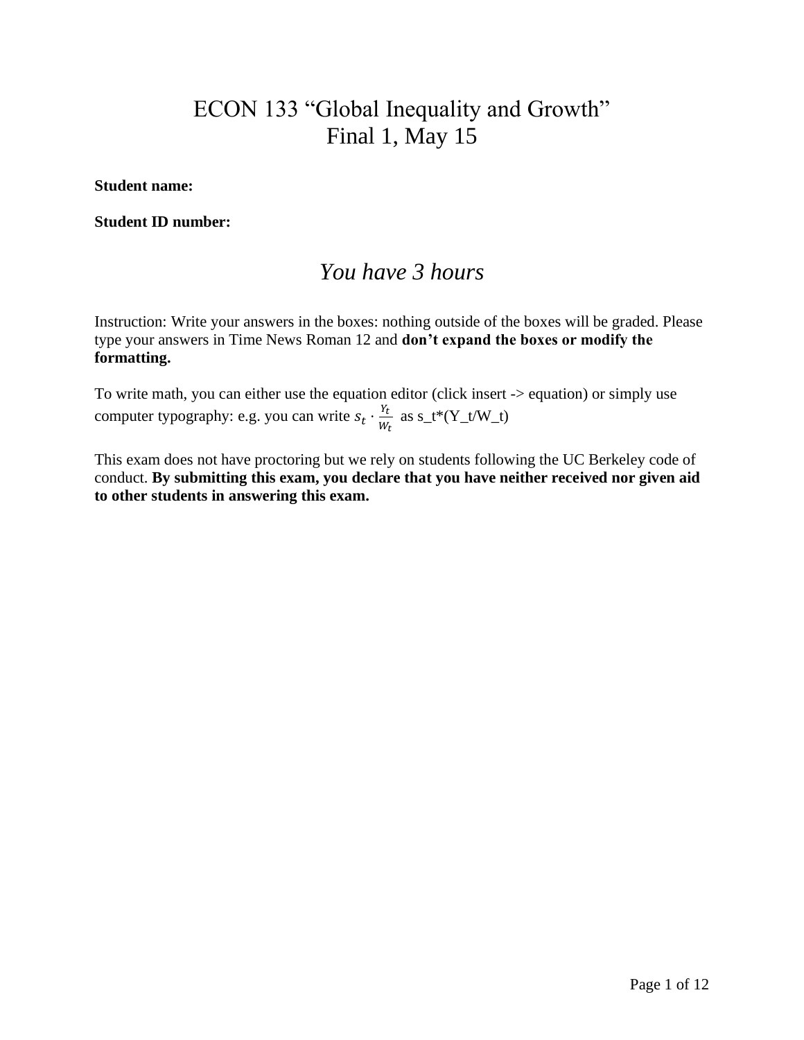# ECON 133 "Global Inequality and Growth"
# Final 1, May 15

**Student name:**

**Student ID number:**

## *You have 3 hours*

Instruction: Write your answers in the boxes: nothing outside of the boxes will be graded. Please type your answers in Time News Roman 12 and **don't expand the boxes or modify the formatting.**

To write math, you can either use the equation editor (click insert -> equation) or simply use computer typography: e.g. you can write $s_t \cdot \frac{Y_t}{W_t}$ as s_t*(Y_t/W_t)

This exam does not have proctoring but we rely on students following the UC Berkeley code of conduct. **By submitting this exam, you declare that you have neither received nor given aid to other students in answering this exam.**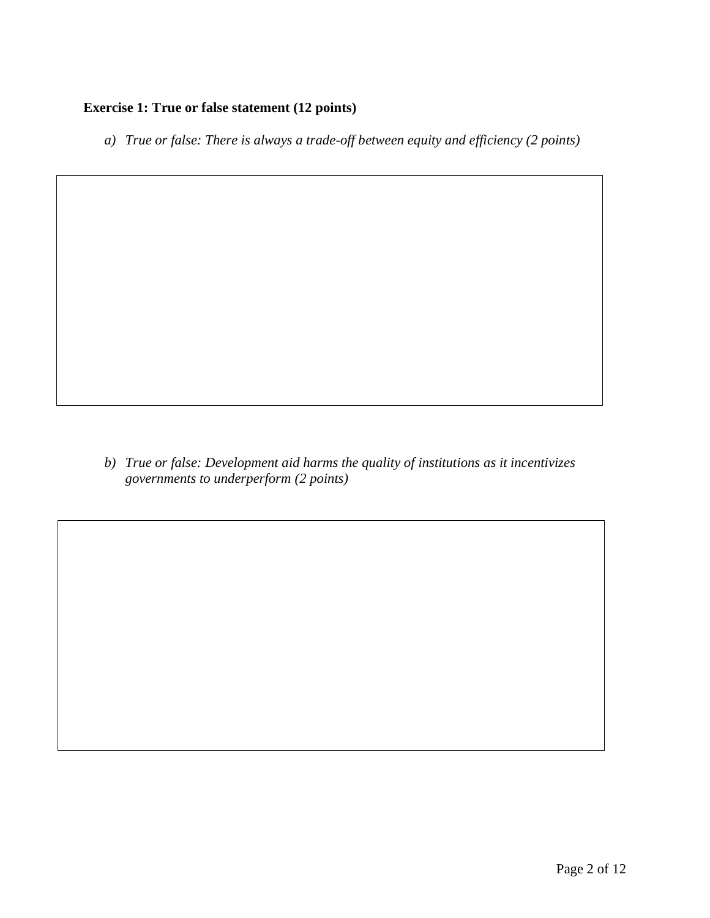**Exercise 1: True or false statement (12 points)**

a) *True or false: There is always a trade-off between equity and efficiency (2 points)*

b) *True or false: Development aid harms the quality of institutions as it incentivizes governments to underperform (2 points)*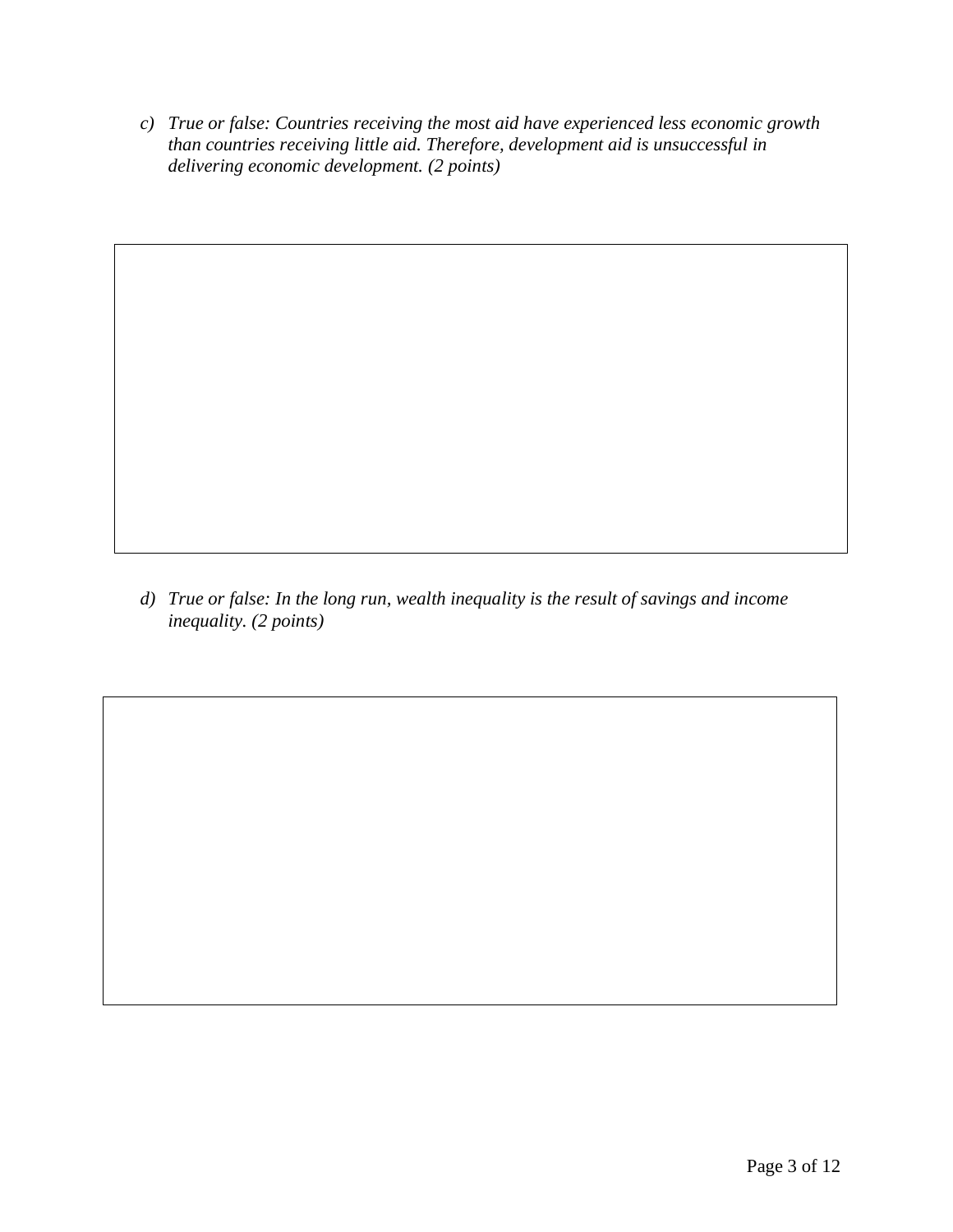*c) True or false: Countries receiving the most aid have experienced less economic growth than countries receiving little aid. Therefore, development aid is unsuccessful in delivering economic development. (2 points)*

*d) True or false: In the long run, wealth inequality is the result of savings and income inequality. (2 points)*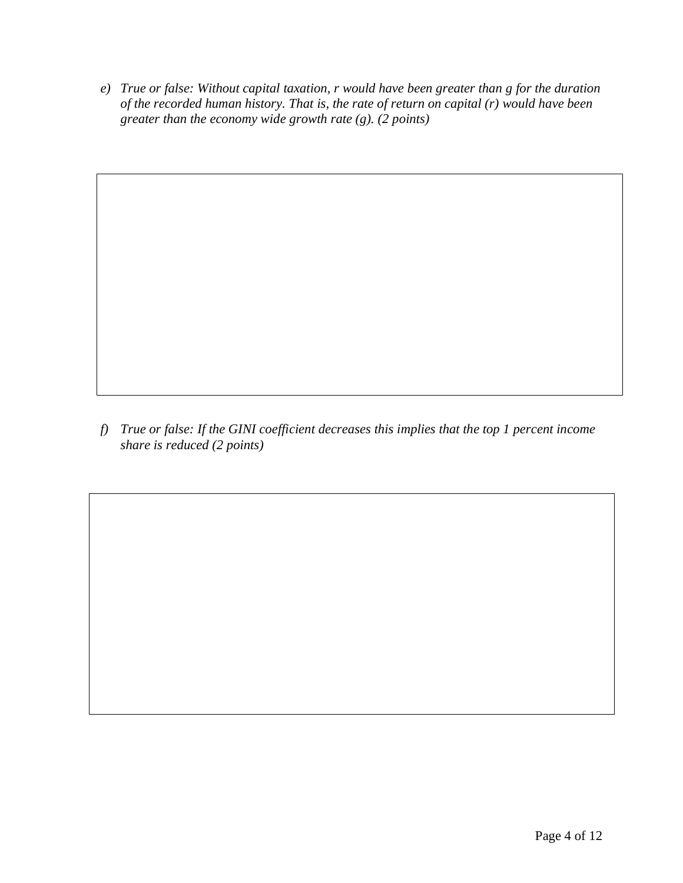*e) True or false: Without capital taxation, $r$ would have been greater than $g$ for the duration of the recorded human history. That is, the rate of return on capital ($r$) would have been greater than the economy wide growth rate ($g$). (2 points)*

*f) True or false: If the GINI coefficient decreases this implies that the top 1 percent income share is reduced (2 points)*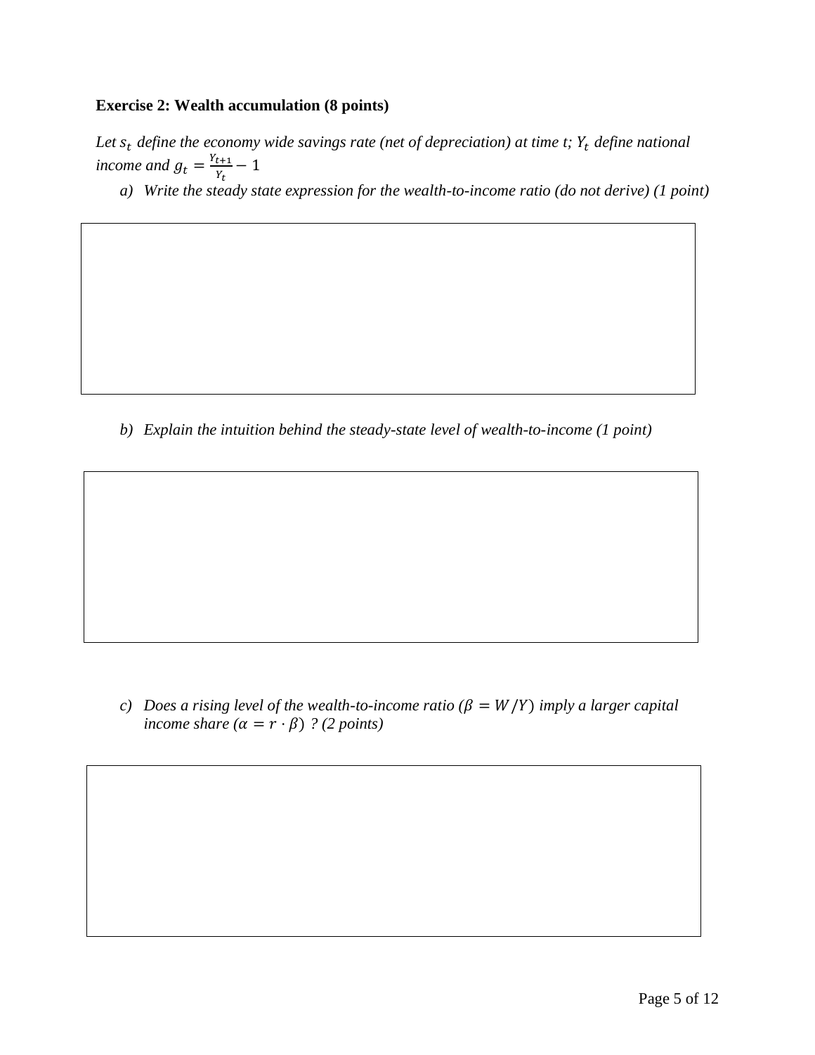**Exercise 2: Wealth accumulation (8 points)**

*Let $s_t$ define the economy wide savings rate (net of depreciation) at time t; $Y_t$ define national income and $g_t = \frac{Y_{t+1}}{Y_t} - 1$*

a) *Write the steady state expression for the wealth-to-income ratio (do not derive) (1 point)*

b) *Explain the intuition behind the steady-state level of wealth-to-income (1 point)*

c) *Does a rising level of the wealth-to-income ratio ($\beta = W/Y$) imply a larger capital income share ($\alpha = r \cdot \beta$) ? (2 points)*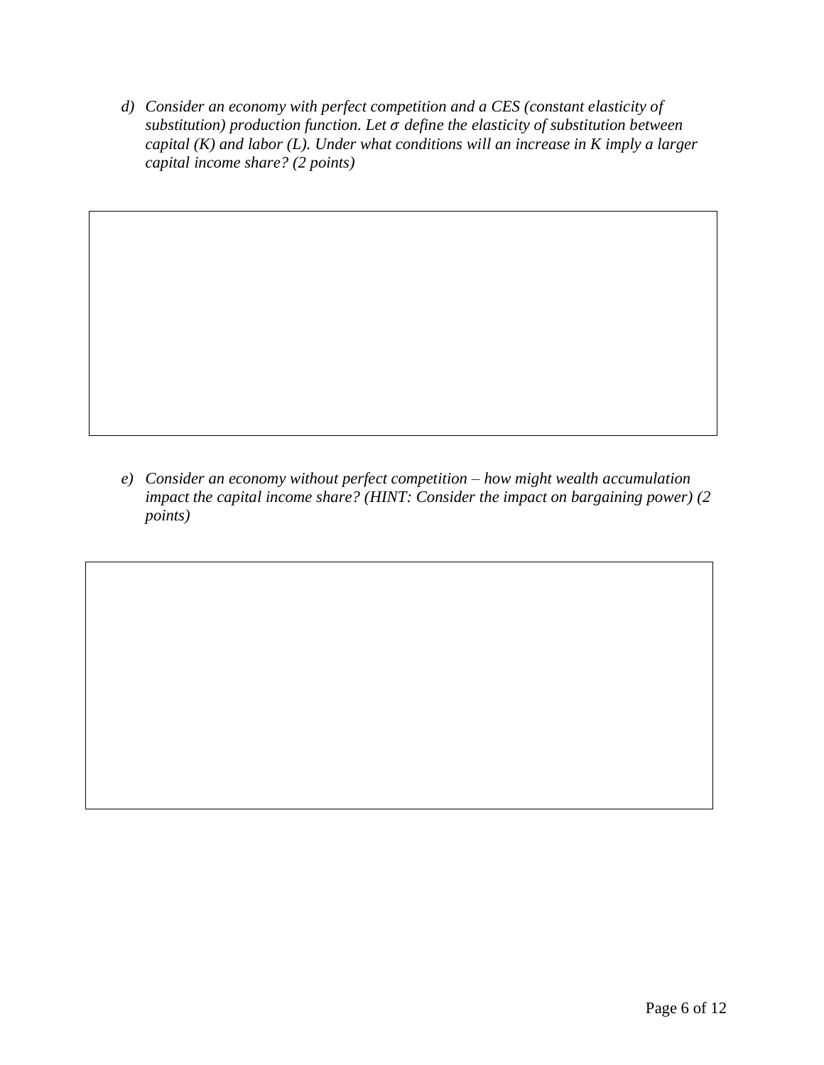*d) Consider an economy with perfect competition and a CES (constant elasticity of substitution) production function. Let $\sigma$ define the elasticity of substitution between capital (K) and labor (L). Under what conditions will an increase in K imply a larger capital income share? (2 points)*

*e) Consider an economy without perfect competition – how might wealth accumulation impact the capital income share? (HINT: Consider the impact on bargaining power) (2 points)*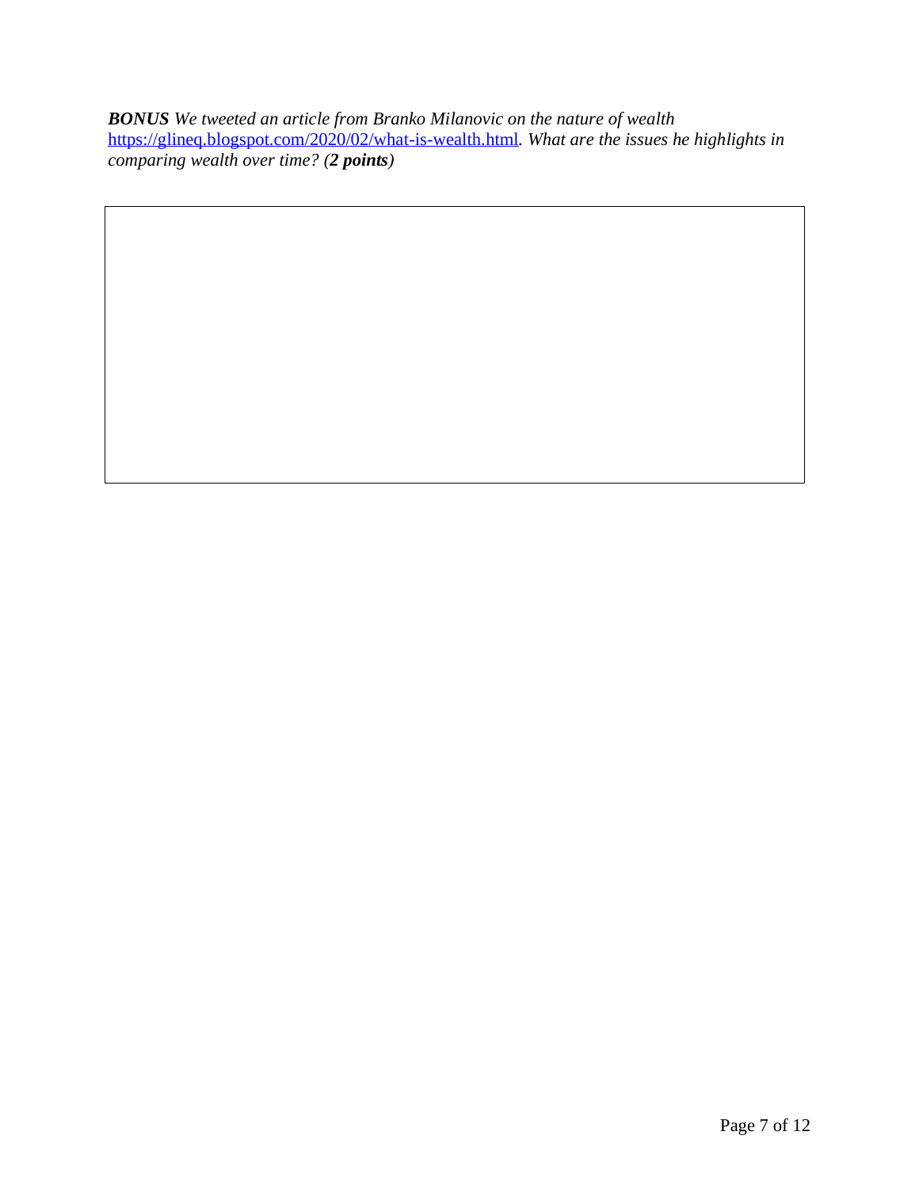***BONUS*** *We tweeted an article from Branko Milanovic on the nature of wealth* [https://glineq.blogspot.com/2020/02/what-is-wealth.html](https://glineq.blogspot.com/2020/02/what-is-wealth.html)*. What are the issues he highlights in comparing wealth over time? (**2 points**)*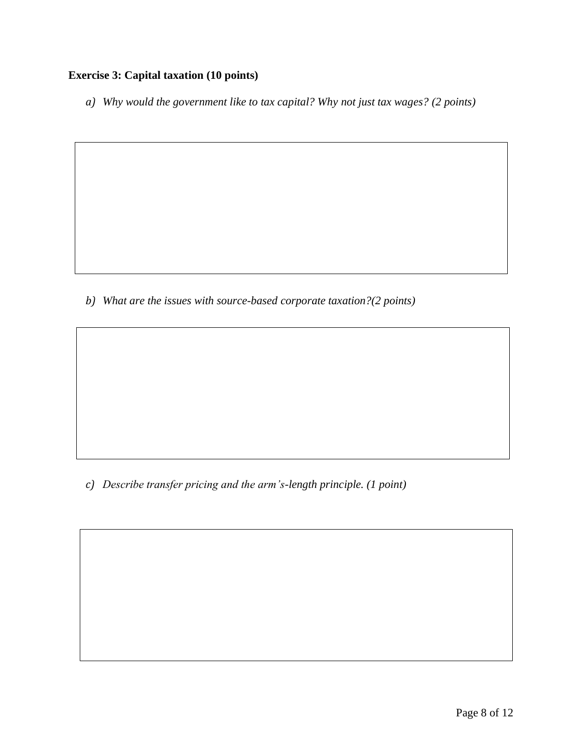**Exercise 3: Capital taxation (10 points)**

a) *Why would the government like to tax capital? Why not just tax wages? (2 points)*

b) *What are the issues with source-based corporate taxation?(2 points)*

c) *Describe transfer pricing and the arm's-length principle. (1 point)*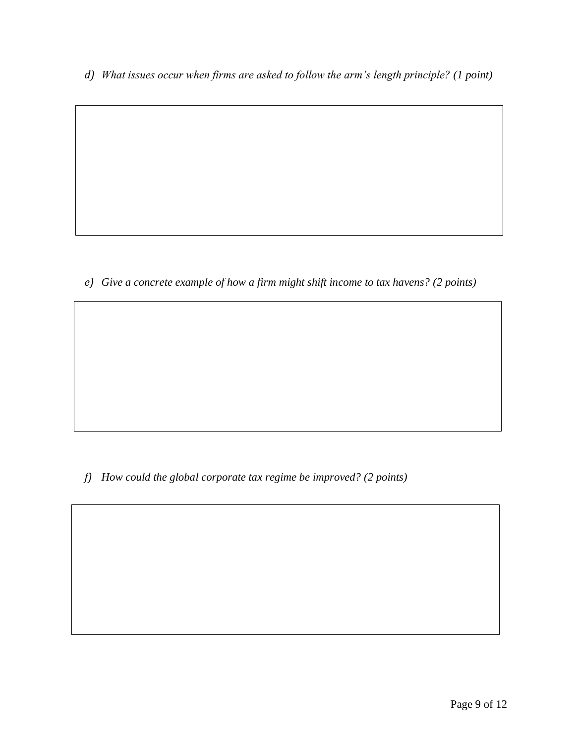*d) What issues occur when firms are asked to follow the arm's length principle? (1 point)*

*e) Give a concrete example of how a firm might shift income to tax havens? (2 points)*

*f) How could the global corporate tax regime be improved? (2 points)*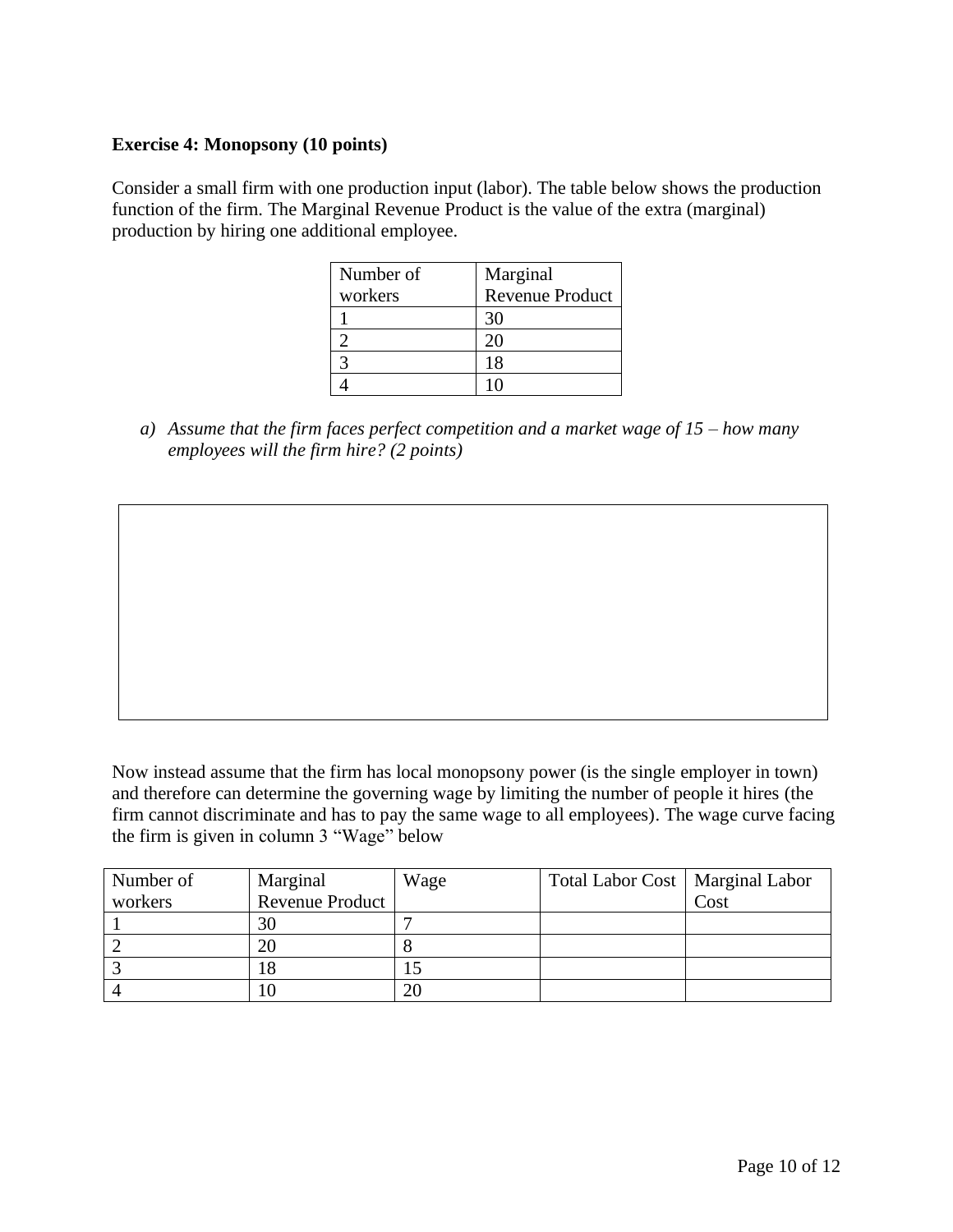**Exercise 4: Monopsony (10 points)**

Consider a small firm with one production input (labor). The table below shows the production function of the firm. The Marginal Revenue Product is the value of the extra (marginal) production by hiring one additional employee.

| Number of workers | Marginal Revenue Product |
|---|---|
| 1 | 30 |
| 2 | 20 |
| 3 | 18 |
| 4 | 10 |

a) *Assume that the firm faces perfect competition and a market wage of 15 – how many employees will the firm hire? (2 points)*

Now instead assume that the firm has local monopsony power (is the single employer in town) and therefore can determine the governing wage by limiting the number of people it hires (the firm cannot discriminate and has to pay the same wage to all employees). The wage curve facing the firm is given in column 3 "Wage" below

| Number of workers | Marginal Revenue Product | Wage | Total Labor Cost | Marginal Labor Cost |
|---|---|---|---|---|
| 1 | 30 | 7 | | |
| 2 | 20 | 8 | | |
| 3 | 18 | 15 | | |
| 4 | 10 | 20 | | |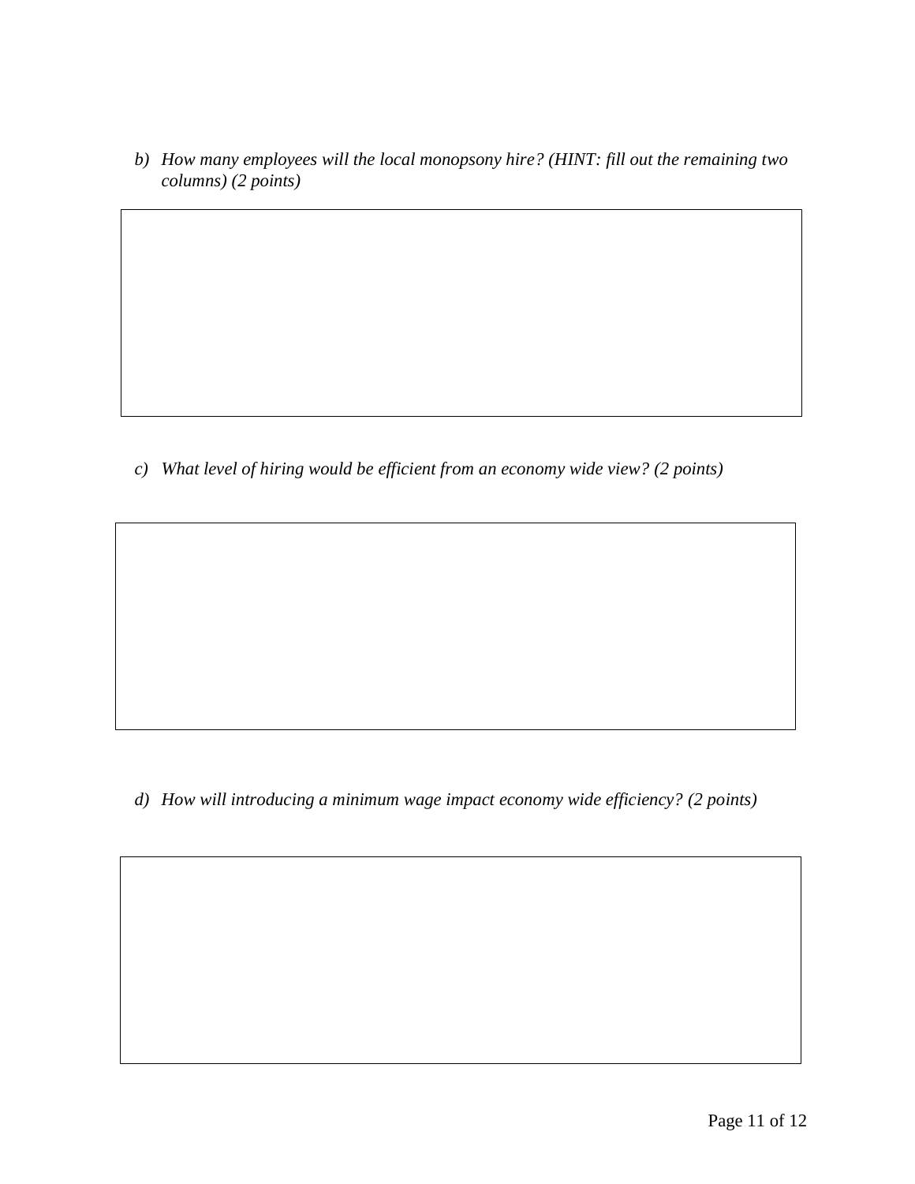*b) How many employees will the local monopsony hire? (HINT: fill out the remaining two columns) (2 points)*

*c) What level of hiring would be efficient from an economy wide view? (2 points)*

*d) How will introducing a minimum wage impact economy wide efficiency? (2 points)*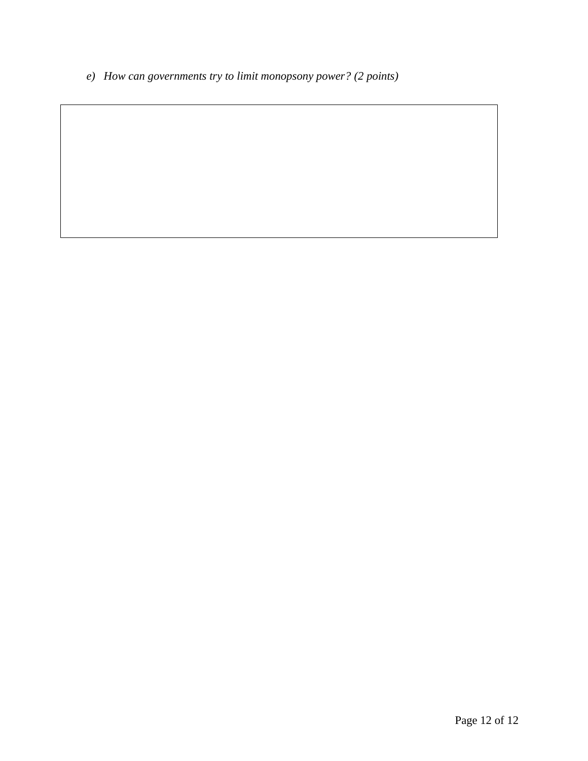*e) How can governments try to limit monopsony power? (2 points)*